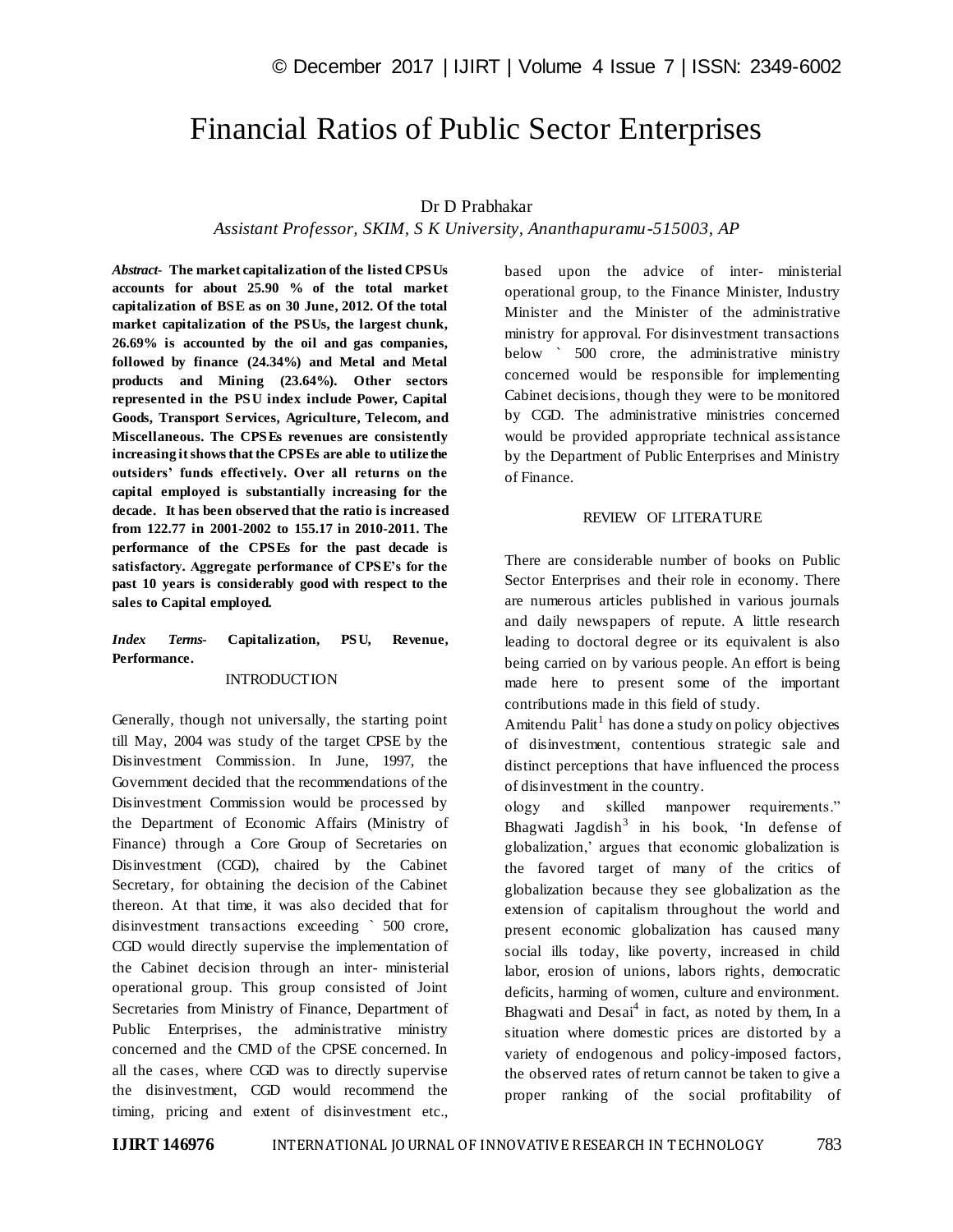# Financial Ratios of Public Sector Enterprises

Dr D Prabhakar

*Assistant Professor, SKIM, S K University, Ananthapuramu-515003, AP*

***Abstract-*** **The market capitalization of the listed CPSUs accounts for about 25.90 % of the total market capitalization of BSE as on 30 June, 2012. Of the total market capitalization of the PSUs, the largest chunk, 26.69% is accounted by the oil and gas companies, followed by finance (24.34%) and Metal and Metal products and Mining (23.64%). Other sectors represented in the PSU index include Power, Capital Goods, Transport Services, Agriculture, Telecom, and Miscellaneous. The CPSEs revenues are consistently increasing it shows that the CPSEs are able to utilize the outsiders' funds effectively. Over all returns on the capital employed is substantially increasing for the decade. It has been observed that the ratio is increased from 122.77 in 2001-2002 to 155.17 in 2010-2011. The performance of the CPSEs for the past decade is satisfactory. Aggregate performance of CPSE's for the past 10 years is considerably good with respect to the sales to Capital employed.**

***Index Terms-*** **Capitalization, PSU, Revenue, Performance.**

## INTRODUCTION

Generally, though not universally, the starting point till May, 2004 was study of the target CPSE by the Disinvestment Commission. In June, 1997, the Government decided that the recommendations of the Disinvestment Commission would be processed by the Department of Economic Affairs (Ministry of Finance) through a Core Group of Secretaries on Disinvestment (CGD), chaired by the Cabinet Secretary, for obtaining the decision of the Cabinet thereon. At that time, it was also decided that for disinvestment transactions exceeding ` 500 crore, CGD would directly supervise the implementation of the Cabinet decision through an inter- ministerial operational group. This group consisted of Joint Secretaries from Ministry of Finance, Department of Public Enterprises, the administrative ministry concerned and the CMD of the CPSE concerned. In all the cases, where CGD was to directly supervise the disinvestment, CGD would recommend the timing, pricing and extent of disinvestment etc., based upon the advice of inter- ministerial operational group, to the Finance Minister, Industry Minister and the Minister of the administrative ministry for approval. For disinvestment transactions below ` 500 crore, the administrative ministry concerned would be responsible for implementing Cabinet decisions, though they were to be monitored by CGD. The administrative ministries concerned would be provided appropriate technical assistance by the Department of Public Enterprises and Ministry of Finance.

## REVIEW OF LITERATURE

There are considerable number of books on Public Sector Enterprises and their role in economy. There are numerous articles published in various journals and daily newspapers of repute. A little research leading to doctoral degree or its equivalent is also being carried on by various people. An effort is being made here to present some of the important contributions made in this field of study.

Amitendu Palit[1] has done a study on policy objectives of disinvestment, contentious strategic sale and distinct perceptions that have influenced the process of disinvestment in the country.

ology and skilled manpower requirements." Bhagwati Jagdish[3] in his book, 'In defense of globalization,' argues that economic globalization is the favored target of many of the critics of globalization because they see globalization as the extension of capitalism throughout the world and present economic globalization has caused many social ills today, like poverty, increased in child labor, erosion of unions, labors rights, democratic deficits, harming of women, culture and environment. Bhagwati and Desai[4] in fact, as noted by them, In a situation where domestic prices are distorted by a variety of endogenous and policy-imposed factors, the observed rates of return cannot be taken to give a proper ranking of the social profitability of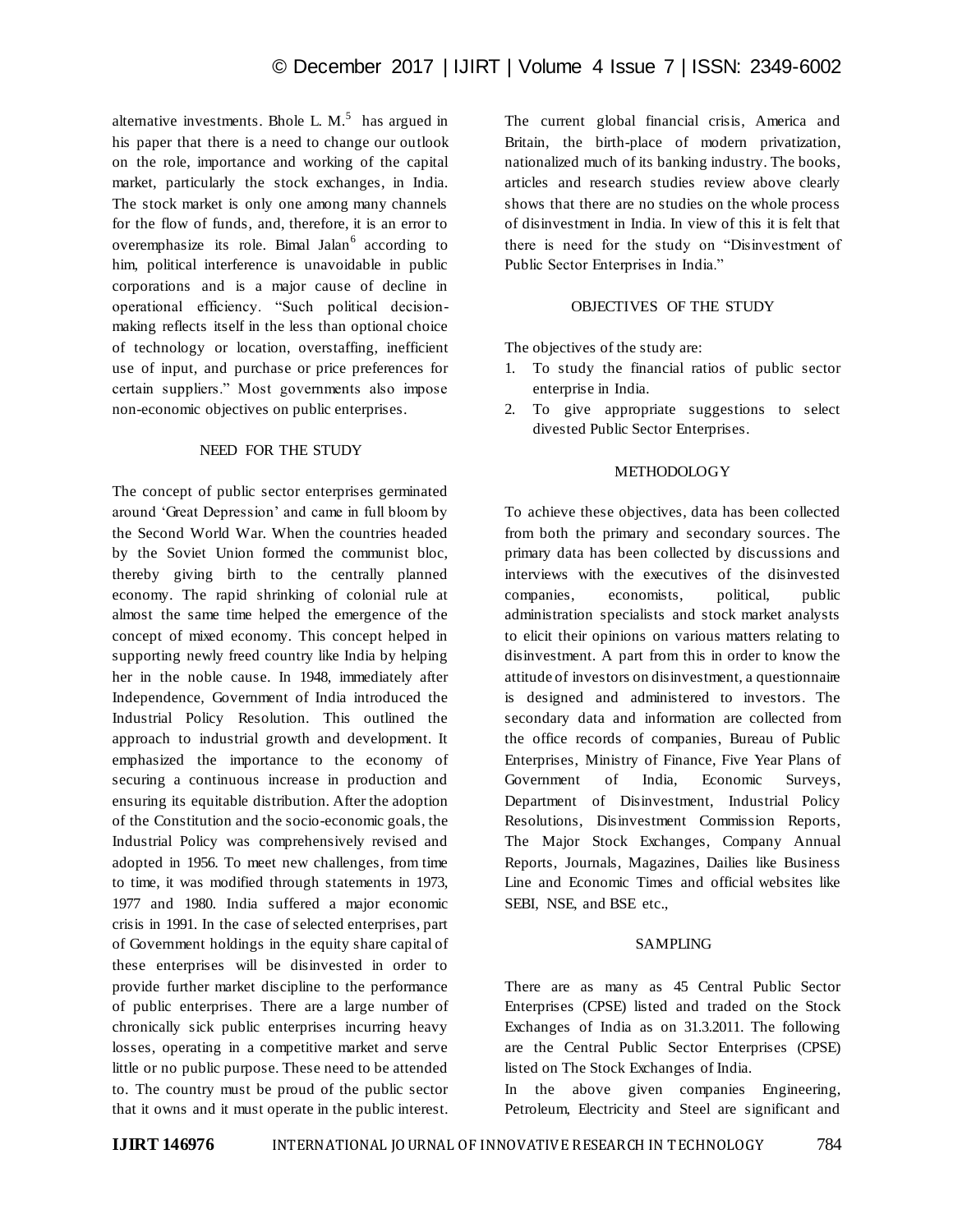alternative investments. Bhole L. M.[5] has argued in his paper that there is a need to change our outlook on the role, importance and working of the capital market, particularly the stock exchanges, in India. The stock market is only one among many channels for the flow of funds, and, therefore, it is an error to overemphasize its role. Bimal Jalan[6] according to him, political interference is unavoidable in public corporations and is a major cause of decline in operational efficiency. "Such political decision-making reflects itself in the less than optional choice of technology or location, overstaffing, inefficient use of input, and purchase or price preferences for certain suppliers." Most governments also impose non-economic objectives on public enterprises.

## NEED FOR THE STUDY

The concept of public sector enterprises germinated around 'Great Depression' and came in full bloom by the Second World War. When the countries headed by the Soviet Union formed the communist bloc, thereby giving birth to the centrally planned economy. The rapid shrinking of colonial rule at almost the same time helped the emergence of the concept of mixed economy. This concept helped in supporting newly freed country like India by helping her in the noble cause. In 1948, immediately after Independence, Government of India introduced the Industrial Policy Resolution. This outlined the approach to industrial growth and development. It emphasized the importance to the economy of securing a continuous increase in production and ensuring its equitable distribution. After the adoption of the Constitution and the socio-economic goals, the Industrial Policy was comprehensively revised and adopted in 1956. To meet new challenges, from time to time, it was modified through statements in 1973, 1977 and 1980. India suffered a major economic crisis in 1991. In the case of selected enterprises, part of Government holdings in the equity share capital of these enterprises will be disinvested in order to provide further market discipline to the performance of public enterprises. There are a large number of chronically sick public enterprises incurring heavy losses, operating in a competitive market and serve little or no public purpose. These need to be attended to. The country must be proud of the public sector that it owns and it must operate in the public interest. The current global financial crisis, America and Britain, the birth-place of modern privatization, nationalized much of its banking industry. The books, articles and research studies review above clearly shows that there are no studies on the whole process of disinvestment in India. In view of this it is felt that there is need for the study on "Disinvestment of Public Sector Enterprises in India."

## OBJECTIVES OF THE STUDY

The objectives of the study are:

1. To study the financial ratios of public sector enterprise in India.
2. To give appropriate suggestions to select divested Public Sector Enterprises.

## METHODOLOGY

To achieve these objectives, data has been collected from both the primary and secondary sources. The primary data has been collected by discussions and interviews with the executives of the disinvested companies, economists, political, public administration specialists and stock market analysts to elicit their opinions on various matters relating to disinvestment. A part from this in order to know the attitude of investors on disinvestment, a questionnaire is designed and administered to investors. The secondary data and information are collected from the office records of companies, Bureau of Public Enterprises, Ministry of Finance, Five Year Plans of Government of India, Economic Surveys, Department of Disinvestment, Industrial Policy Resolutions, Disinvestment Commission Reports, The Major Stock Exchanges, Company Annual Reports, Journals, Magazines, Dailies like Business Line and Economic Times and official websites like SEBI, NSE, and BSE etc.,

## SAMPLING

There are as many as 45 Central Public Sector Enterprises (CPSE) listed and traded on the Stock Exchanges of India as on 31.3.2011. The following are the Central Public Sector Enterprises (CPSE) listed on The Stock Exchanges of India.

In the above given companies Engineering, Petroleum, Electricity and Steel are significant and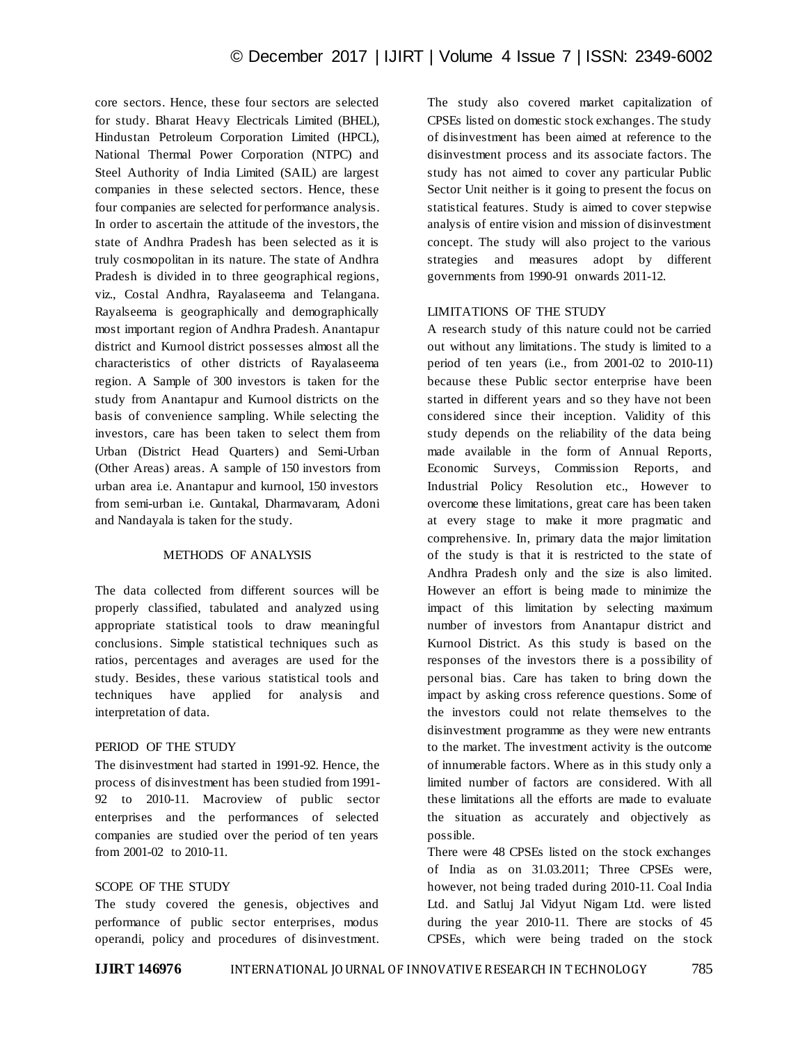core sectors. Hence, these four sectors are selected for study. Bharat Heavy Electricals Limited (BHEL), Hindustan Petroleum Corporation Limited (HPCL), National Thermal Power Corporation (NTPC) and Steel Authority of India Limited (SAIL) are largest companies in these selected sectors. Hence, these four companies are selected for performance analysis. In order to ascertain the attitude of the investors, the state of Andhra Pradesh has been selected as it is truly cosmopolitan in its nature. The state of Andhra Pradesh is divided in to three geographical regions, viz., Costal Andhra, Rayalaseema and Telangana. Rayalseema is geographically and demographically most important region of Andhra Pradesh. Anantapur district and Kurnool district possesses almost all the characteristics of other districts of Rayalaseema region. A Sample of 300 investors is taken for the study from Anantapur and Kurnool districts on the basis of convenience sampling. While selecting the investors, care has been taken to select them from Urban (District Head Quarters) and Semi-Urban (Other Areas) areas. A sample of 150 investors from urban area i.e. Anantapur and kurnool, 150 investors from semi-urban i.e. Guntakal, Dharmavaram, Adoni and Nandayala is taken for the study.

## METHODS OF ANALYSIS

The data collected from different sources will be properly classified, tabulated and analyzed using appropriate statistical tools to draw meaningful conclusions. Simple statistical techniques such as ratios, percentages and averages are used for the study. Besides, these various statistical tools and techniques have applied for analysis and interpretation of data.

## PERIOD OF THE STUDY

The disinvestment had started in 1991-92. Hence, the process of disinvestment has been studied from 1991-92 to 2010-11. Macroview of public sector enterprises and the performances of selected companies are studied over the period of ten years from 2001-02 to 2010-11.

## SCOPE OF THE STUDY

The study covered the genesis, objectives and performance of public sector enterprises, modus operandi, policy and procedures of disinvestment. The study also covered market capitalization of CPSEs listed on domestic stock exchanges. The study of disinvestment has been aimed at reference to the disinvestment process and its associate factors. The study has not aimed to cover any particular Public Sector Unit neither is it going to present the focus on statistical features. Study is aimed to cover stepwise analysis of entire vision and mission of disinvestment concept. The study will also project to the various strategies and measures adopt by different governments from 1990-91 onwards 2011-12.

## LIMITATIONS OF THE STUDY

A research study of this nature could not be carried out without any limitations. The study is limited to a period of ten years (i.e., from 2001-02 to 2010-11) because these Public sector enterprise have been started in different years and so they have not been considered since their inception. Validity of this study depends on the reliability of the data being made available in the form of Annual Reports, Economic Surveys, Commission Reports, and Industrial Policy Resolution etc., However to overcome these limitations, great care has been taken at every stage to make it more pragmatic and comprehensive. In, primary data the major limitation of the study is that it is restricted to the state of Andhra Pradesh only and the size is also limited. However an effort is being made to minimize the impact of this limitation by selecting maximum number of investors from Anantapur district and Kurnool District. As this study is based on the responses of the investors there is a possibility of personal bias. Care has taken to bring down the impact by asking cross reference questions. Some of the investors could not relate themselves to the disinvestment programme as they were new entrants to the market. The investment activity is the outcome of innumerable factors. Where as in this study only a limited number of factors are considered. With all these limitations all the efforts are made to evaluate the situation as accurately and objectively as possible.

There were 48 CPSEs listed on the stock exchanges of India as on 31.03.2011; Three CPSEs were, however, not being traded during 2010-11. Coal India Ltd. and Satluj Jal Vidyut Nigam Ltd. were listed during the year 2010-11. There are stocks of 45 CPSEs, which were being traded on the stock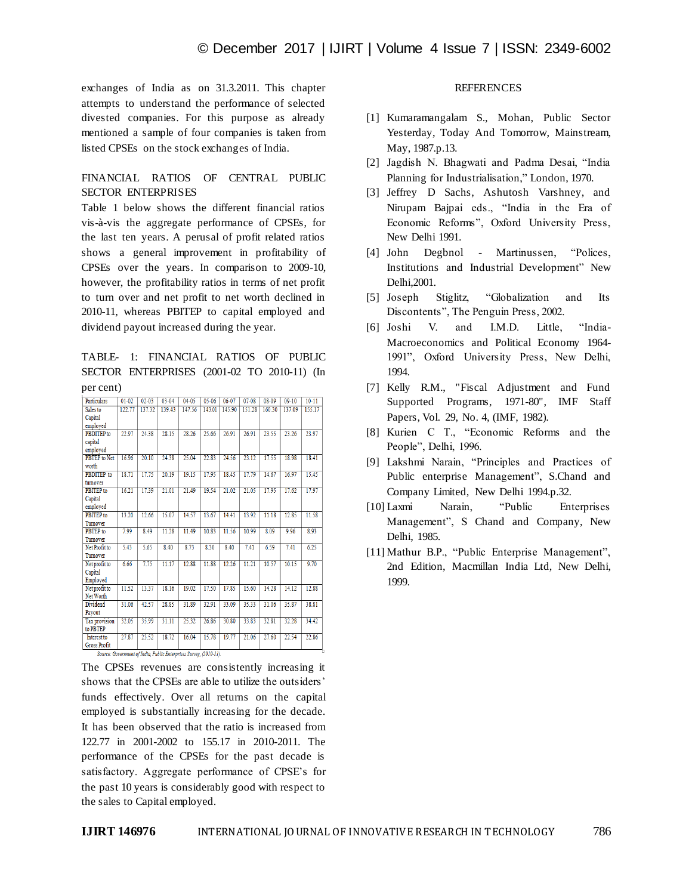exchanges of India as on 31.3.2011. This chapter attempts to understand the performance of selected divested companies. For this purpose as already mentioned a sample of four companies is taken from listed CPSEs on the stock exchanges of India.

## FINANCIAL RATIOS OF CENTRAL PUBLIC SECTOR ENTERPRISES

Table 1 below shows the different financial ratios vis-à-vis the aggregate performance of CPSEs, for the last ten years. A perusal of profit related ratios shows a general improvement in profitability of CPSEs over the years. In comparison to 2009-10, however, the profitability ratios in terms of net profit to turn over and net profit to net worth declined in 2010-11, whereas PBITEP to capital employed and dividend payout increased during the year.

TABLE- 1: FINANCIAL RATIOS OF PUBLIC SECTOR ENTERPRISES (2001-02 TO 2010-11) (In per cent)

| Particulars | 01-02 | 02-03 | 03-04 | 04-05 | 05-06 | 06-07 | 07-08 | 08-09 | 09-10 | 10-11 |
|---|---|---|---|---|---|---|---|---|---|---|
| Sales to Capital employed | 122.77 | 137.32 | 139.43 | 147.56 | 143.01 | 145.90 | 151.28 | 160.50 | 137.09 | 155.17 |
| PBDITEP to capital employed | 22.97 | 24.38 | 28.15 | 28.26 | 25.66 | 26.91 | 26.91 | 23.55 | 23.26 | 23.97 |
| PBTEP to Net worth | 16.96 | 20.10 | 24.38 | 25.04 | 22.83 | 24.56 | 23.12 | 17.55 | 18.98 | 18.41 |
| PBDITEP to turnover | 18.71 | 17.75 | 20.19 | 19.15 | 17.95 | 18.45 | 17.79 | 14.67 | 16.97 | 15.45 |
| PBITEP to Capital employed | 16.21 | 17.39 | 21.01 | 21.49 | 19.54 | 21.02 | 21.05 | 17.95 | 17.62 | 17.97 |
| PBITEP to Turnover | 13.20 | 12.66 | 15.07 | 14.57 | 13.67 | 14.41 | 13.92 | 11.18 | 12.85 | 11.58 |
| PBTEP to Turnover | 7.99 | 8.49 | 11.28 | 11.49 | 10.83 | 11.56 | 10.99 | 8.09 | 9.96 | 8.93 |
| Net Profit to Turnover | 5.43 | 5.65 | 8.40 | 8.73 | 8.30 | 8.40 | 7.41 | 6.59 | 7.41 | 6.25 |
| Net profit to Capital Employed | 6.66 | 7.75 | 11.17 | 12.88 | 11.88 | 12.26 | 11.21 | 10.57 | 10.15 | 9.70 |
| Net profit to Net Worth | 11.52 | 13.37 | 18.16 | 19.02 | 17.50 | 17.85 | 15.60 | 14.28 | 14.12 | 12.88 |
| Dividend Payout | 31.06 | 42.57 | 28.85 | 31.89 | 32.91 | 33.09 | 35.33 | 31.06 | 35.87 | 38.81 |
| Tax provision to PBTEP | 32.05 | 35.99 | 31.11 | 25.32 | 26.86 | 30.80 | 33.83 | 32.81 | 32.28 | 34.42 |
| Interest to Gross Profit | 27.87 | 23.52 | 18.72 | 16.04 | 15.78 | 19.77 | 21.06 | 27.60 | 22.54 | 22.86 |

*Source: Government of India, Public Enterprises Survey, (2010-11)*

The CPSEs revenues are consistently increasing it shows that the CPSEs are able to utilize the outsiders' funds effectively. Over all returns on the capital employed is substantially increasing for the decade. It has been observed that the ratio is increased from 122.77 in 2001-2002 to 155.17 in 2010-2011. The performance of the CPSEs for the past decade is satisfactory. Aggregate performance of CPSE's for the past 10 years is considerably good with respect to the sales to Capital employed.

## REFERENCES

[1] Kumaramangalam S., Mohan, Public Sector Yesterday, Today And Tomorrow, Mainstream, May, 1987.p.13.

[2] Jagdish N. Bhagwati and Padma Desai, "India Planning for Industrialisation," London, 1970.

[3] Jeffrey D Sachs, Ashutosh Varshney, and Nirupam Bajpai eds., "India in the Era of Economic Reforms", Oxford University Press, New Delhi 1991.

[4] John Degbnol - Martinussen, "Polices, Institutions and Industrial Development" New Delhi,2001.

[5] Joseph Stiglitz, "Globalization and Its Discontents", The Penguin Press, 2002.

[6] Joshi V. and I.M.D. Little, "India-Macroeconomics and Political Economy 1964-1991", Oxford University Press, New Delhi, 1994.

[7] Kelly R.M., "Fiscal Adjustment and Fund Supported Programs, 1971-80", IMF Staff Papers, Vol. 29, No. 4, (IMF, 1982).

[8] Kurien C T., "Economic Reforms and the People", Delhi, 1996.

[9] Lakshmi Narain, "Principles and Practices of Public enterprise Management", S.Chand and Company Limited, New Delhi 1994.p.32.

[10] Laxmi Narain, "Public Enterprises Management", S Chand and Company, New Delhi, 1985.

[11] Mathur B.P., "Public Enterprise Management", 2nd Edition, Macmillan India Ltd, New Delhi, 1999.